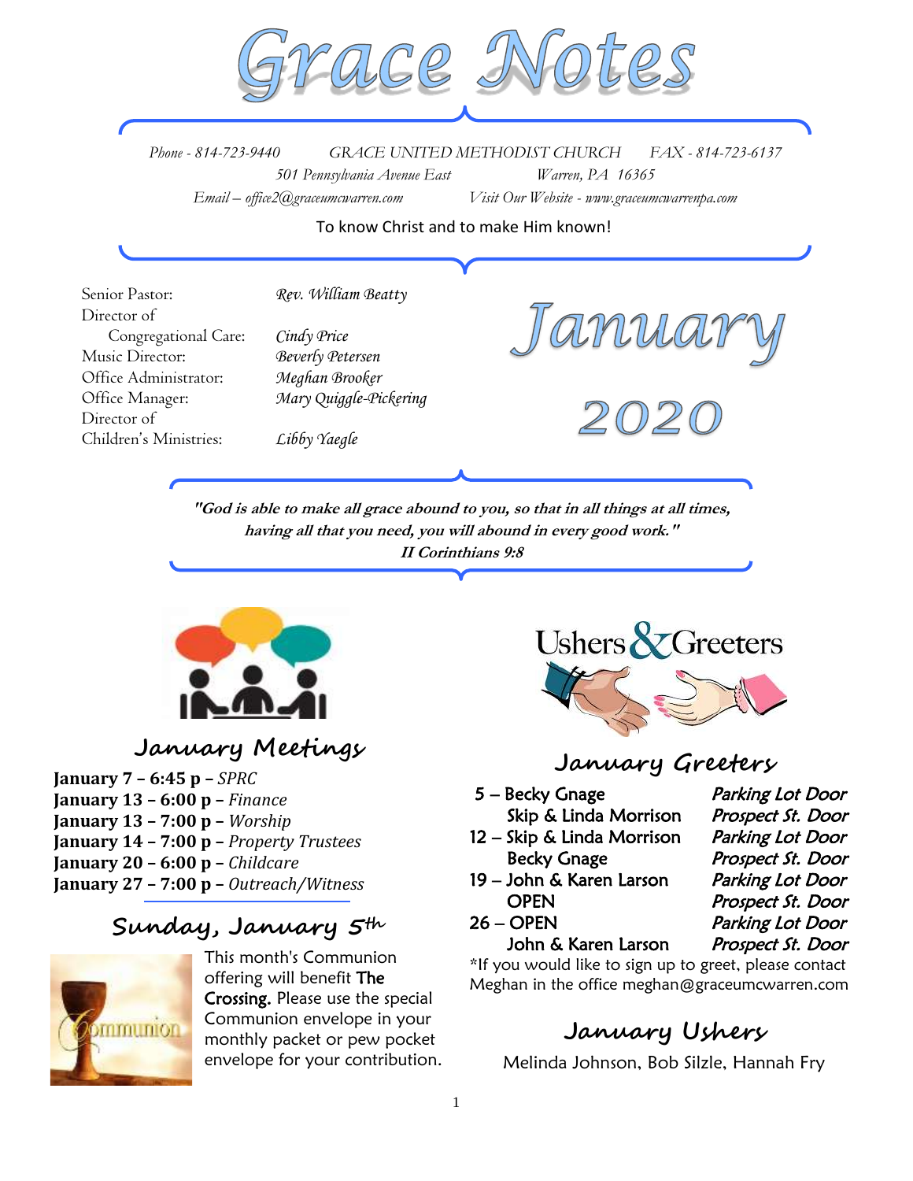# Grace Notes

Phone - 814-723-9440 GRACE UNITED METHODIST CHURCH FAX - 814-723-6137

501 Pennsylvania Avenue East Warren, PA 16365

Email – office2@graceumcwarren.com Visit Our Website - www.graceumcwarrenpa.com

To know Christ and to make Him known!

| | |
|---|---|
| Senior Pastor: | *Rev. William Beatty* |
| Director of Congregational Care: | *Cindy Price* |
| Music Director: | *Beverly Petersen* |
| Office Administrator: | *Meghan Brooker* |
| Office Manager: | *Mary Quiggle-Pickering* |
| Director of Children's Ministries: | *Libby Yaegle* |

# January 2020

***"God is able to make all grace abound to you, so that in all things at all times, having all that you need, you will abound in every good work."***
***II Corinthians 9:8***

## January Meetings

**January 7 – 6:45 p –** *SPRC*
**January 13 – 6:00 p –** *Finance*
**January 13 – 7:00 p –** *Worship*
**January 14 – 7:00 p –** *Property Trustees*
**January 20 – 6:00 p –** *Childcare*
**January 27 – 7:00 p –** *Outreach/Witness*

## Sunday, January 5th

This month's Communion offering will benefit **The Crossing.** Please use the special Communion envelope in your monthly packet or pew pocket envelope for your contribution.

## Ushers & Greeters

## January Greeters

| | |
|---|---|
| 5 – Becky Gnage | *Parking Lot Door* |
| Skip & Linda Morrison | *Prospect St. Door* |
| 12 – Skip & Linda Morrison | *Parking Lot Door* |
| Becky Gnage | *Prospect St. Door* |
| 19 – John & Karen Larson | *Parking Lot Door* |
| OPEN | *Prospect St. Door* |
| 26 – OPEN | *Parking Lot Door* |
| John & Karen Larson | *Prospect St. Door* |

*If you would like to sign up to greet, please contact Meghan in the office meghan@graceumcwarren.com

## January Ushers

Melinda Johnson, Bob Silzle, Hannah Fry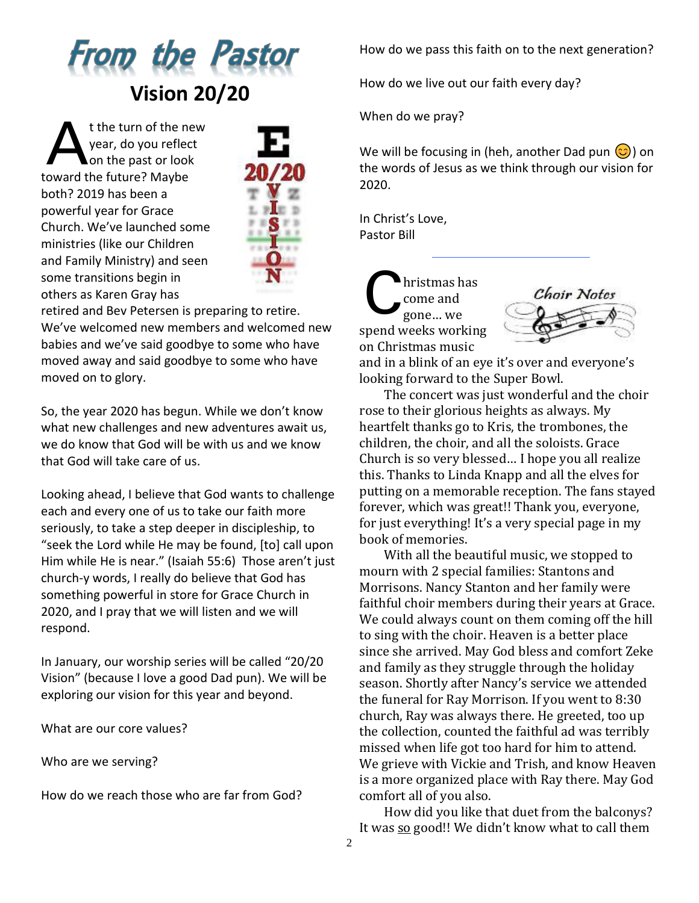# From the Pastor

## Vision 20/20

At the turn of the new year, do you reflect on the past or look toward the future? Maybe both? 2019 has been a powerful year for Grace Church. We've launched some ministries (like our Children and Family Ministry) and seen some transitions begin in others as Karen Gray has retired and Bev Petersen is preparing to retire. We've welcomed new members and welcomed new babies and we've said goodbye to some who have moved away and said goodbye to some who have moved on to glory.

So, the year 2020 has begun. While we don't know what new challenges and new adventures await us, we do know that God will be with us and we know that God will take care of us.

Looking ahead, I believe that God wants to challenge each and every one of us to take our faith more seriously, to take a step deeper in discipleship, to "seek the Lord while He may be found, [to] call upon Him while He is near." (Isaiah 55:6) Those aren't just church-y words, I really do believe that God has something powerful in store for Grace Church in 2020, and I pray that we will listen and we will respond.

In January, our worship series will be called "20/20 Vision" (because I love a good Dad pun). We will be exploring our vision for this year and beyond.

What are our core values?

Who are we serving?

How do we reach those who are far from God?

How do we pass this faith on to the next generation?

How do we live out our faith every day?

When do we pray?

We will be focusing in (heh, another Dad pun 😊) on the words of Jesus as we think through our vision for 2020.

In Christ's Love,
Pastor Bill

---

## Choir Notes

Christmas has come and gone… we spend weeks working on Christmas music and in a blink of an eye it's over and everyone's looking forward to the Super Bowl.

The concert was just wonderful and the choir rose to their glorious heights as always. My heartfelt thanks go to Kris, the trombones, the children, the choir, and all the soloists. Grace Church is so very blessed… I hope you all realize this. Thanks to Linda Knapp and all the elves for putting on a memorable reception. The fans stayed forever, which was great!! Thank you, everyone, for just everything! It's a very special page in my book of memories.

With all the beautiful music, we stopped to mourn with 2 special families: Stantons and Morrisons. Nancy Stanton and her family were faithful choir members during their years at Grace. We could always count on them coming off the hill to sing with the choir. Heaven is a better place since she arrived. May God bless and comfort Zeke and family as they struggle through the holiday season. Shortly after Nancy's service we attended the funeral for Ray Morrison. If you went to 8:30 church, Ray was always there. He greeted, too up the collection, counted the faithful ad was terribly missed when life got too hard for him to attend. We grieve with Vickie and Trish, and know Heaven is a more organized place with Ray there. May God comfort all of you also.

How did you like that duet from the balconys? It was <u>so</u> good!! We didn't know what to call them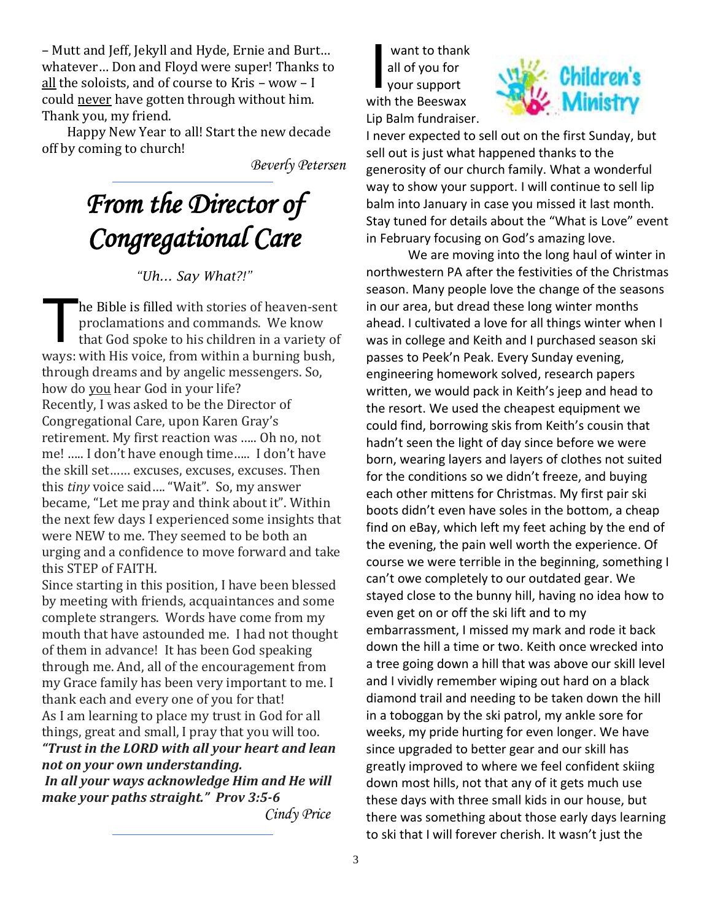– Mutt and Jeff, Jekyll and Hyde, Ernie and Burt… whatever… Don and Floyd were super! Thanks to all the soloists, and of course to Kris – wow – I could never have gotten through without him. Thank you, my friend.

Happy New Year to all! Start the new decade off by coming to church!

*Beverly Petersen*

# *From the Director of Congregational Care*

*"Uh… Say What?!"*

The Bible is filled with stories of heaven-sent proclamations and commands. We know that God spoke to his children in a variety of ways: with His voice, from within a burning bush, through dreams and by angelic messengers. So, how do you hear God in your life?

Recently, I was asked to be the Director of Congregational Care, upon Karen Gray's retirement. My first reaction was ….. Oh no, not me! ….. I don't have enough time….. I don't have the skill set…… excuses, excuses, excuses. Then this *tiny* voice said…. "Wait". So, my answer became, "Let me pray and think about it". Within the next few days I experienced some insights that were NEW to me. They seemed to be both an urging and a confidence to move forward and take this STEP of FAITH.

Since starting in this position, I have been blessed by meeting with friends, acquaintances and some complete strangers. Words have come from my mouth that have astounded me. I had not thought of them in advance! It has been God speaking through me. And, all of the encouragement from my Grace family has been very important to me. I thank each and every one of you for that!

As I am learning to place my trust in God for all things, great and small, I pray that you will too.

***"Trust in the LORD with all your heart and lean not on your own understanding.***
***In all your ways acknowledge Him and He will make your paths straight." Prov 3:5-6***

*Cindy Price*

## Children's Ministry

I want to thank all of you for your support with the Beeswax Lip Balm fundraiser. I never expected to sell out on the first Sunday, but sell out is just what happened thanks to the generosity of our church family. What a wonderful way to show your support. I will continue to sell lip balm into January in case you missed it last month. Stay tuned for details about the "What is Love" event in February focusing on God's amazing love.

We are moving into the long haul of winter in northwestern PA after the festivities of the Christmas season. Many people love the change of the seasons in our area, but dread these long winter months ahead. I cultivated a love for all things winter when I was in college and Keith and I purchased season ski passes to Peek'n Peak. Every Sunday evening, engineering homework solved, research papers written, we would pack in Keith's jeep and head to the resort. We used the cheapest equipment we could find, borrowing skis from Keith's cousin that hadn't seen the light of day since before we were born, wearing layers and layers of clothes not suited for the conditions so we didn't freeze, and buying each other mittens for Christmas. My first pair ski boots didn't even have soles in the bottom, a cheap find on eBay, which left my feet aching by the end of the evening, the pain well worth the experience. Of course we were terrible in the beginning, something I can't owe completely to our outdated gear. We stayed close to the bunny hill, having no idea how to even get on or off the ski lift and to my embarrassment, I missed my mark and rode it back down the hill a time or two. Keith once wrecked into a tree going down a hill that was above our skill level and I vividly remember wiping out hard on a black diamond trail and needing to be taken down the hill in a toboggan by the ski patrol, my ankle sore for weeks, my pride hurting for even longer. We have since upgraded to better gear and our skill has greatly improved to where we feel confident skiing down most hills, not that any of it gets much use these days with three small kids in our house, but there was something about those early days learning to ski that I will forever cherish. It wasn't just the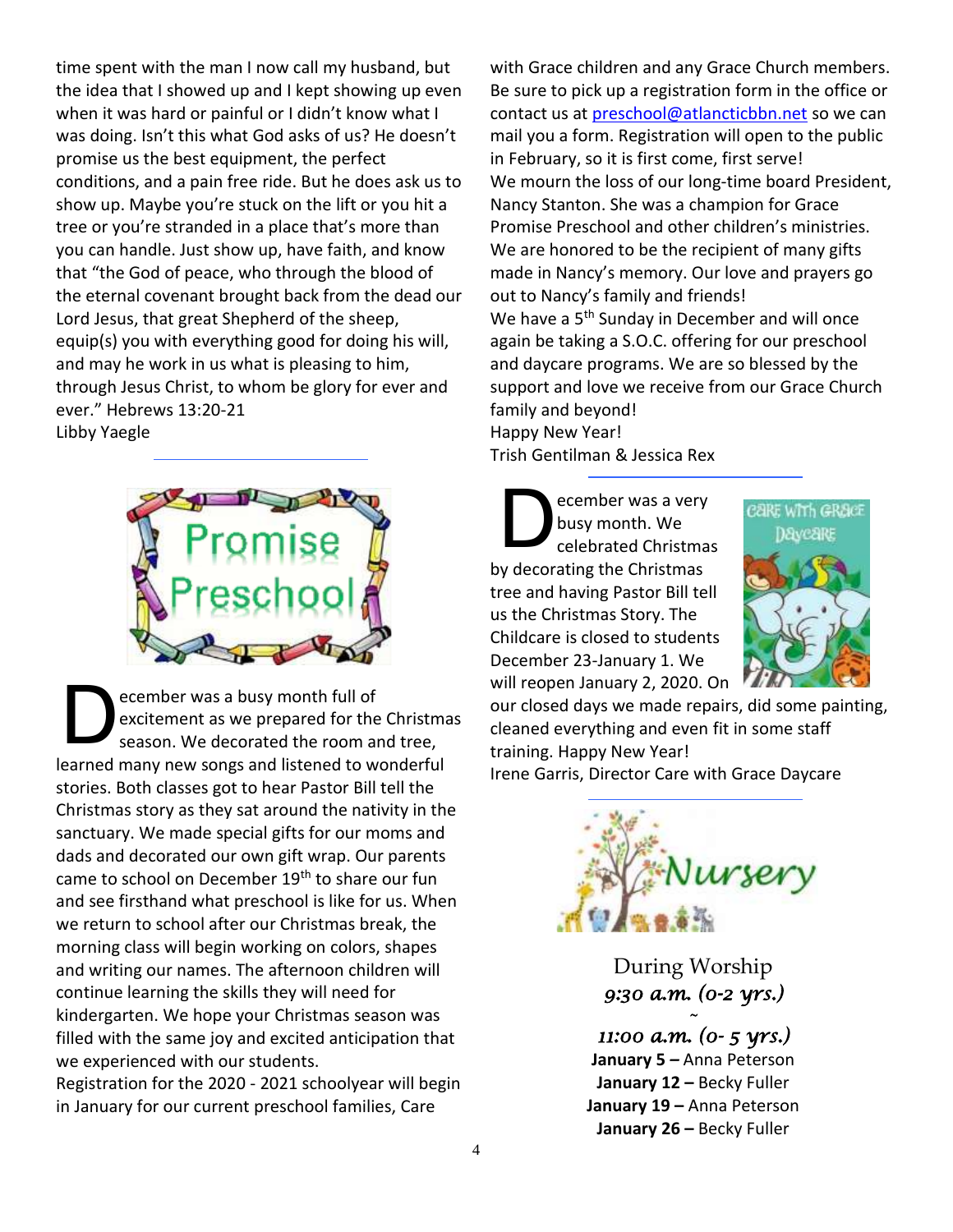time spent with the man I now call my husband, but the idea that I showed up and I kept showing up even when it was hard or painful or I didn't know what I was doing. Isn't this what God asks of us? He doesn't promise us the best equipment, the perfect conditions, and a pain free ride. But he does ask us to show up. Maybe you're stuck on the lift or you hit a tree or you're stranded in a place that's more than you can handle. Just show up, have faith, and know that "the God of peace, who through the blood of the eternal covenant brought back from the dead our Lord Jesus, that great Shepherd of the sheep, equip(s) you with everything good for doing his will, and may he work in us what is pleasing to him, through Jesus Christ, to whom be glory for ever and ever." Hebrews 13:20-21
Libby Yaegle

---

## Promise Preschool

December was a busy month full of excitement as we prepared for the Christmas season. We decorated the room and tree, learned many new songs and listened to wonderful stories. Both classes got to hear Pastor Bill tell the Christmas story as they sat around the nativity in the sanctuary. We made special gifts for our moms and dads and decorated our own gift wrap. Our parents came to school on December 19th to share our fun and see firsthand what preschool is like for us. When we return to school after our Christmas break, the morning class will begin working on colors, shapes and writing our names. The afternoon children will continue learning the skills they will need for kindergarten. We hope your Christmas season was filled with the same joy and excited anticipation that we experienced with our students.
Registration for the 2020 - 2021 schoolyear will begin in January for our current preschool families, Care with Grace children and any Grace Church members. Be sure to pick up a registration form in the office or contact us at preschool@atlancticbbn.net so we can mail you a form. Registration will open to the public in February, so it is first come, first serve!
We mourn the loss of our long-time board President, Nancy Stanton. She was a champion for Grace Promise Preschool and other children's ministries. We are honored to be the recipient of many gifts made in Nancy's memory. Our love and prayers go out to Nancy's family and friends!
We have a 5th Sunday in December and will once again be taking a S.O.C. offering for our preschool and daycare programs. We are so blessed by the support and love we receive from our Grace Church family and beyond!
Happy New Year!
Trish Gentilman & Jessica Rex

---

## Care With Grace Daycare

December was a very busy month. We celebrated Christmas by decorating the Christmas tree and having Pastor Bill tell us the Christmas Story. The Childcare is closed to students December 23-January 1. We will reopen January 2, 2020. On our closed days we made repairs, did some painting, cleaned everything and even fit in some staff training. Happy New Year!
Irene Garris, Director Care with Grace Daycare

---

## Nursery

During Worship
*9:30 a.m. (0-2 yrs.)*
~
*11:00 a.m. (0- 5 yrs.)*

**January 5 –** Anna Peterson
**January 12 –** Becky Fuller
**January 19 –** Anna Peterson
**January 26 –** Becky Fuller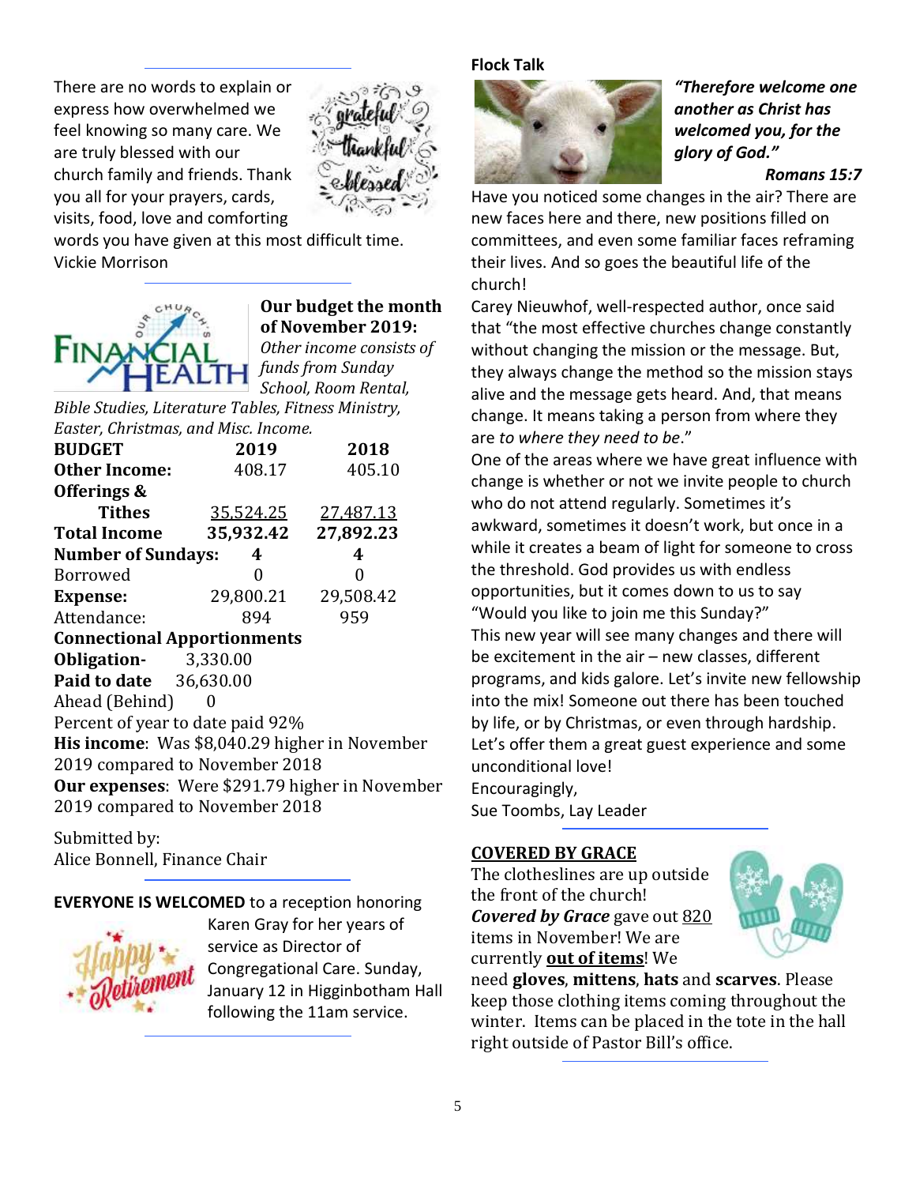There are no words to explain or express how overwhelmed we feel knowing so many care. We are truly blessed with our church family and friends. Thank you all for your prayers, cards, visits, food, love and comforting words you have given at this most difficult time.
Vickie Morrison

---

**Our budget the month of November 2019:**
*Other income consists of funds from Sunday School, Room Rental, Bible Studies, Literature Tables, Fitness Ministry, Easter, Christmas, and Misc. Income.*

| **BUDGET** | **2019** | **2018** |
|---|---|---|
| **Other Income:** | 408.17 | 405.10 |
| **Offerings & Tithes** | 35,524.25 | 27,487.13 |
| **Total Income** | **35,932.42** | **27,892.23** |
| **Number of Sundays:** | **4** | **4** |
| Borrowed | 0 | 0 |
| **Expense:** | 29,800.21 | 29,508.42 |
| Attendance: | 894 | 959 |

**Connectional Apportionments**
**Obligation-** 3,330.00
**Paid to date** 36,630.00
Ahead (Behind) 0
Percent of year to date paid 92%

**His income**: Was $8,040.29 higher in November 2019 compared to November 2018
**Our expenses**: Were $291.79 higher in November 2019 compared to November 2018

Submitted by:
Alice Bonnell, Finance Chair

---

**EVERYONE IS WELCOMED** to a reception honoring Karen Gray for her years of service as Director of Congregational Care. Sunday, January 12 in Higginbotham Hall following the 11am service.

---

**Flock Talk**

***"Therefore welcome one another as Christ has welcomed you, for the glory of God."***
***Romans 15:7***

Have you noticed some changes in the air? There are new faces here and there, new positions filled on committees, and even some familiar faces reframing their lives. And so goes the beautiful life of the church!

Carey Nieuwhof, well-respected author, once said that "the most effective churches change constantly without changing the mission or the message. But, they always change the method so the mission stays alive and the message gets heard. And, that means change. It means taking a person from where they are *to where they need to be*."

One of the areas where we have great influence with change is whether or not we invite people to church who do not attend regularly. Sometimes it's awkward, sometimes it doesn't work, but once in a while it creates a beam of light for someone to cross the threshold. God provides us with endless opportunities, but it comes down to us to say "Would you like to join me this Sunday?"

This new year will see many changes and there will be excitement in the air – new classes, different programs, and kids galore. Let's invite new fellowship into the mix! Someone out there has been touched by life, or by Christmas, or even through hardship. Let's offer them a great guest experience and some unconditional love!

Encouragingly,
Sue Toombs, Lay Leader

---

**COVERED BY GRACE**

The clotheslines are up outside the front of the church! ***Covered by Grace*** gave out 820 items in November! We are currently **out of items**! We need **gloves**, **mittens**, **hats** and **scarves**. Please keep those clothing items coming throughout the winter. Items can be placed in the tote in the hall right outside of Pastor Bill's office.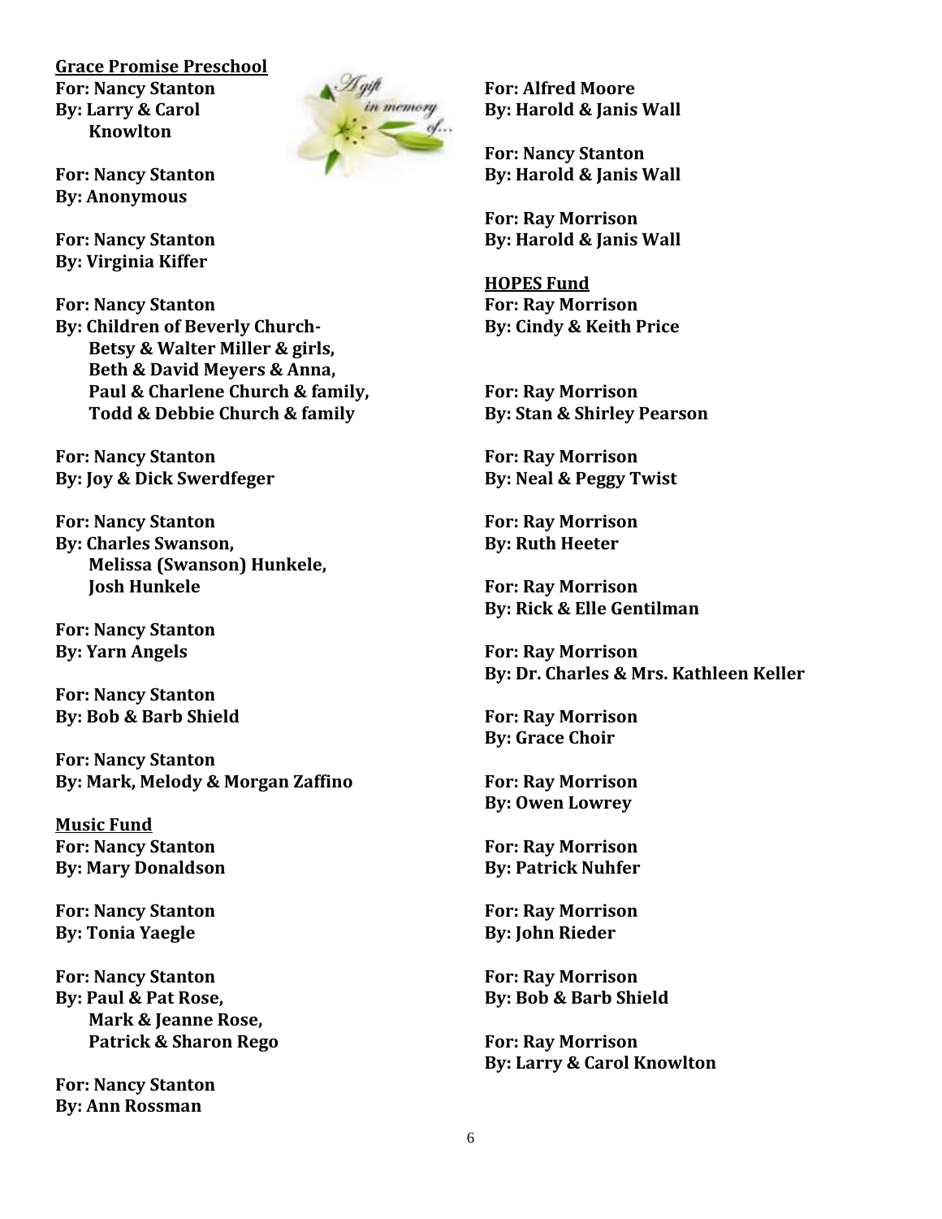**<u>Grace Promise Preschool</u>**
**For: Nancy Stanton**
**By: Larry & Carol Knowlton**

**For: Nancy Stanton**
**By: Anonymous**

**For: Nancy Stanton**
**By: Virginia Kiffer**

**For: Nancy Stanton**
**By: Children of Beverly Church-**
**Betsy & Walter Miller & girls,**
**Beth & David Meyers & Anna,**
**Paul & Charlene Church & family,**
**Todd & Debbie Church & family**

**For: Nancy Stanton**
**By: Joy & Dick Swerdfeger**

**For: Nancy Stanton**
**By: Charles Swanson,**
**Melissa (Swanson) Hunkele,**
**Josh Hunkele**

**For: Nancy Stanton**
**By: Yarn Angels**

**For: Nancy Stanton**
**By: Bob & Barb Shield**

**For: Nancy Stanton**
**By: Mark, Melody & Morgan Zaffino**

**<u>Music Fund</u>**
**For: Nancy Stanton**
**By: Mary Donaldson**

**For: Nancy Stanton**
**By: Tonia Yaegle**

**For: Nancy Stanton**
**By: Paul & Pat Rose,**
**Mark & Jeanne Rose,**
**Patrick & Sharon Rego**

**For: Nancy Stanton**
**By: Ann Rossman**

**For: Alfred Moore**
**By: Harold & Janis Wall**

**For: Nancy Stanton**
**By: Harold & Janis Wall**

**For: Ray Morrison**
**By: Harold & Janis Wall**

**<u>HOPES Fund</u>**
**For: Ray Morrison**
**By: Cindy & Keith Price**

**For: Ray Morrison**
**By: Stan & Shirley Pearson**

**For: Ray Morrison**
**By: Neal & Peggy Twist**

**For: Ray Morrison**
**By: Ruth Heeter**

**For: Ray Morrison**
**By: Rick & Elle Gentilman**

**For: Ray Morrison**
**By: Dr. Charles & Mrs. Kathleen Keller**

**For: Ray Morrison**
**By: Grace Choir**

**For: Ray Morrison**
**By: Owen Lowrey**

**For: Ray Morrison**
**By: Patrick Nuhfer**

**For: Ray Morrison**
**By: John Rieder**

**For: Ray Morrison**
**By: Bob & Barb Shield**

**For: Ray Morrison**
**By: Larry & Carol Knowlton**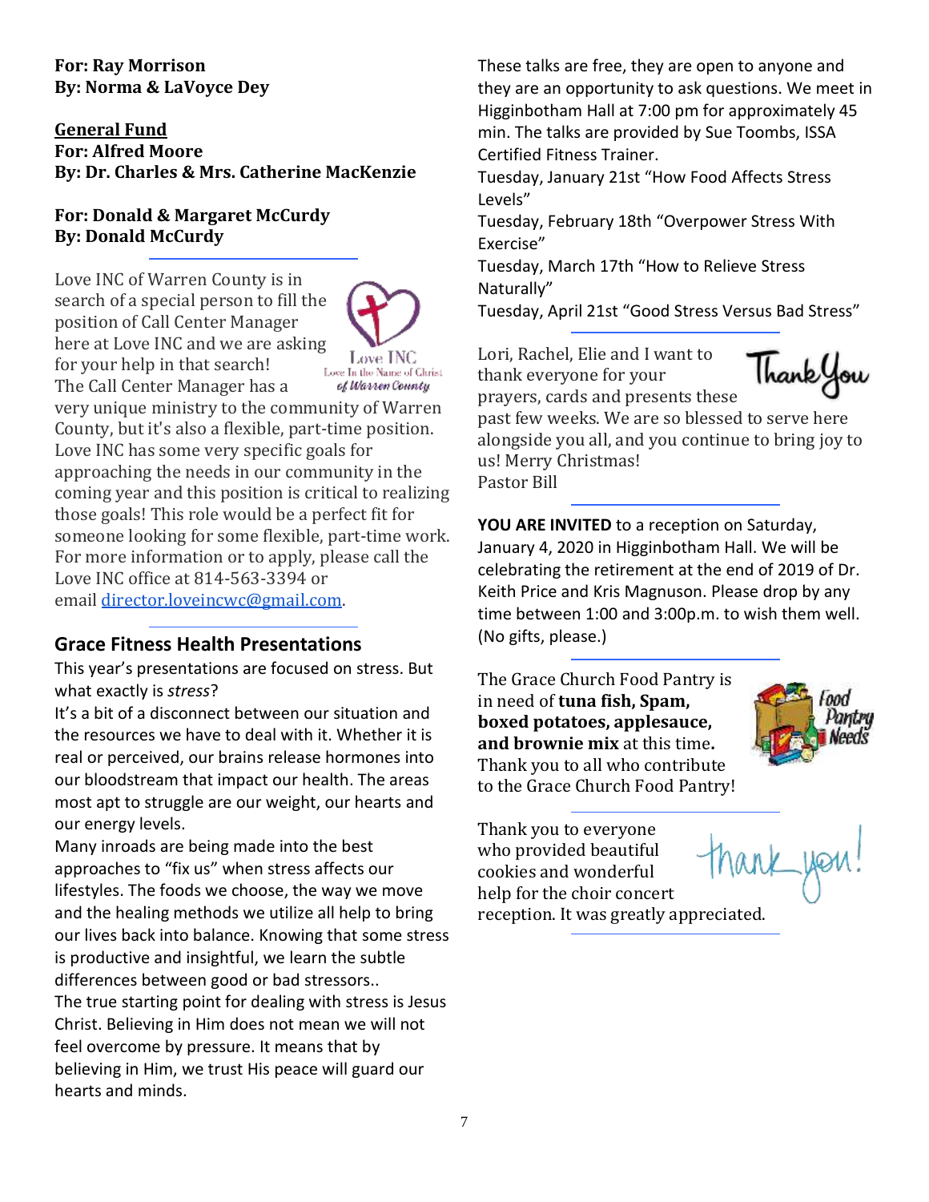**For: Ray Morrison**
**By: Norma & LaVoyce Dey**

**General Fund**
**For: Alfred Moore**
**By: Dr. Charles & Mrs. Catherine MacKenzie**

**For: Donald & Margaret McCurdy**
**By: Donald McCurdy**

---

Love INC of Warren County is in search of a special person to fill the position of Call Center Manager here at Love INC and we are asking for your help in that search! The Call Center Manager has a very unique ministry to the community of Warren County, but it's also a flexible, part-time position. Love INC has some very specific goals for approaching the needs in our community in the coming year and this position is critical to realizing those goals! This role would be a perfect fit for someone looking for some flexible, part-time work. For more information or to apply, please call the Love INC office at 814-563-3394 or email [director.loveincwc@gmail.com](mailto:director.loveincwc@gmail.com).

---

## Grace Fitness Health Presentations

This year's presentations are focused on stress. But what exactly is *stress*?

It's a bit of a disconnect between our situation and the resources we have to deal with it. Whether it is real or perceived, our brains release hormones into our bloodstream that impact our health. The areas most apt to struggle are our weight, our hearts and our energy levels.

Many inroads are being made into the best approaches to "fix us" when stress affects our lifestyles. The foods we choose, the way we move and the healing methods we utilize all help to bring our lives back into balance. Knowing that some stress is productive and insightful, we learn the subtle differences between good or bad stressors..

The true starting point for dealing with stress is Jesus Christ. Believing in Him does not mean we will not feel overcome by pressure. It means that by believing in Him, we trust His peace will guard our hearts and minds.

These talks are free, they are open to anyone and they are an opportunity to ask questions. We meet in Higginbotham Hall at 7:00 pm for approximately 45 min. The talks are provided by Sue Toombs, ISSA Certified Fitness Trainer.

Tuesday, January 21st "How Food Affects Stress Levels"
Tuesday, February 18th "Overpower Stress With Exercise"
Tuesday, March 17th "How to Relieve Stress Naturally"
Tuesday, April 21st "Good Stress Versus Bad Stress"

---

Lori, Rachel, Elie and I want to thank everyone for your prayers, cards and presents these past few weeks. We are so blessed to serve here alongside you all, and you continue to bring joy to us! Merry Christmas!
Pastor Bill

---

**YOU ARE INVITED** to a reception on Saturday, January 4, 2020 in Higginbotham Hall. We will be celebrating the retirement at the end of 2019 of Dr. Keith Price and Kris Magnuson. Please drop by any time between 1:00 and 3:00p.m. to wish them well. (No gifts, please.)

---

The Grace Church Food Pantry is in need of **tuna fish, Spam, boxed potatoes, applesauce, and brownie mix** at this time**.** Thank you to all who contribute to the Grace Church Food Pantry!

---

Thank you to everyone who provided beautiful cookies and wonderful help for the choir concert reception. It was greatly appreciated.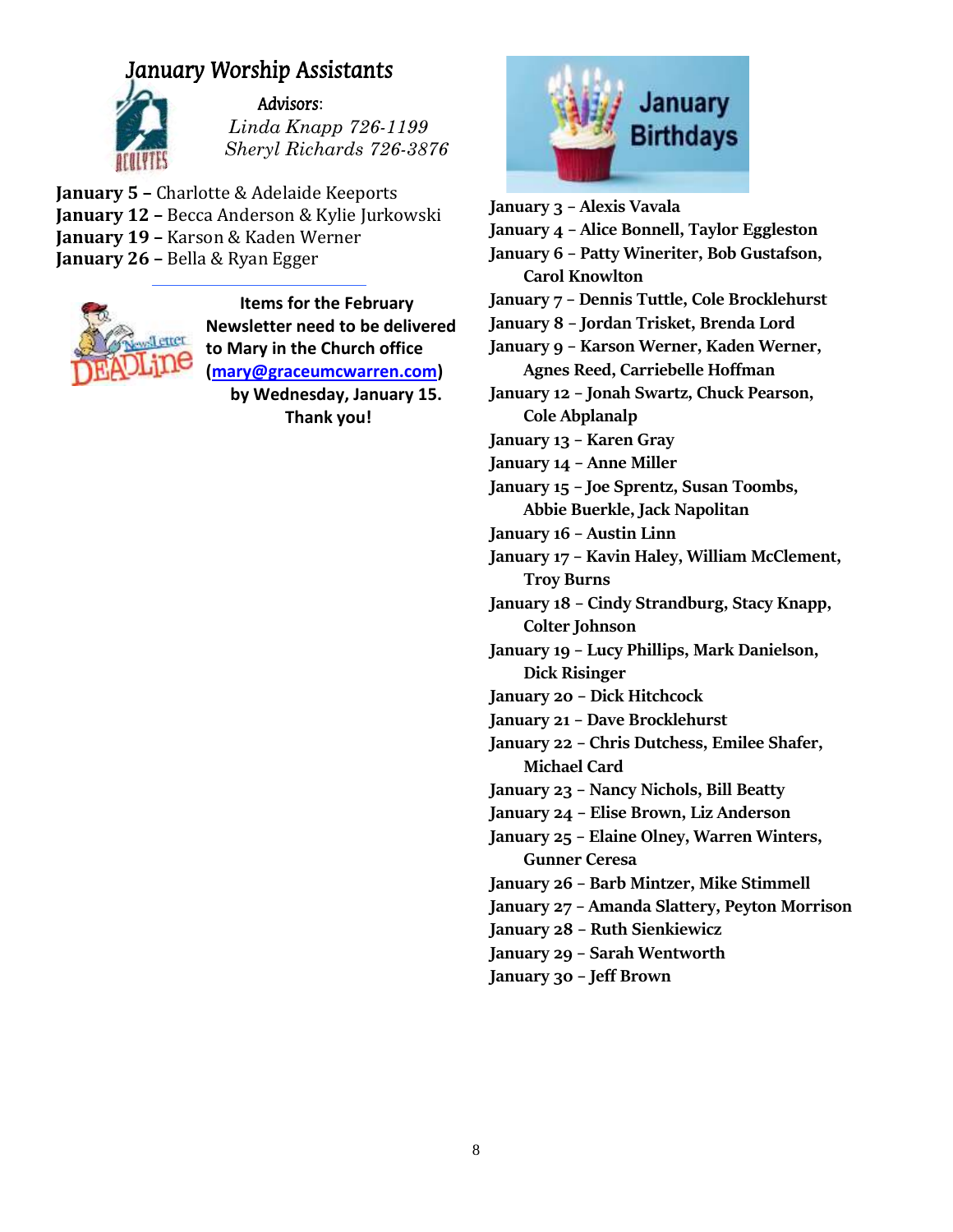## January Worship Assistants

*Advisors*:
*Linda Knapp 726-1199*
*Sheryl Richards 726-3876*

**January 5 –** Charlotte & Adelaide Keeports
**January 12 –** Becca Anderson & Kylie Jurkowski
**January 19 –** Karson & Kaden Werner
**January 26 –** Bella & Ryan Egger

---

**Items for the February Newsletter need to be delivered to Mary in the Church office ([mary@graceumcwarren.com](mailto:mary@graceumcwarren.com)) by Wednesday, January 15. Thank you!**

## January Birthdays

**January 3 – Alexis Vavala**
**January 4 – Alice Bonnell, Taylor Eggleston**
**January 6 – Patty Wineriter, Bob Gustafson, Carol Knowlton**
**January 7 – Dennis Tuttle, Cole Brocklehurst**
**January 8 – Jordan Trisket, Brenda Lord**
**January 9 – Karson Werner, Kaden Werner, Agnes Reed, Carriebelle Hoffman**
**January 12 – Jonah Swartz, Chuck Pearson, Cole Abplanalp**
**January 13 – Karen Gray**
**January 14 – Anne Miller**
**January 15 – Joe Sprentz, Susan Toombs, Abbie Buerkle, Jack Napolitan**
**January 16 – Austin Linn**
**January 17 – Kavin Haley, William McClement, Troy Burns**
**January 18 – Cindy Strandburg, Stacy Knapp, Colter Johnson**
**January 19 – Lucy Phillips, Mark Danielson, Dick Risinger**
**January 20 – Dick Hitchcock**
**January 21 – Dave Brocklehurst**
**January 22 – Chris Dutchess, Emilee Shafer, Michael Card**
**January 23 – Nancy Nichols, Bill Beatty**
**January 24 – Elise Brown, Liz Anderson**
**January 25 – Elaine Olney, Warren Winters, Gunner Ceresa**
**January 26 – Barb Mintzer, Mike Stimmell**
**January 27 – Amanda Slattery, Peyton Morrison**
**January 28 – Ruth Sienkiewicz**
**January 29 – Sarah Wentworth**
**January 30 – Jeff Brown**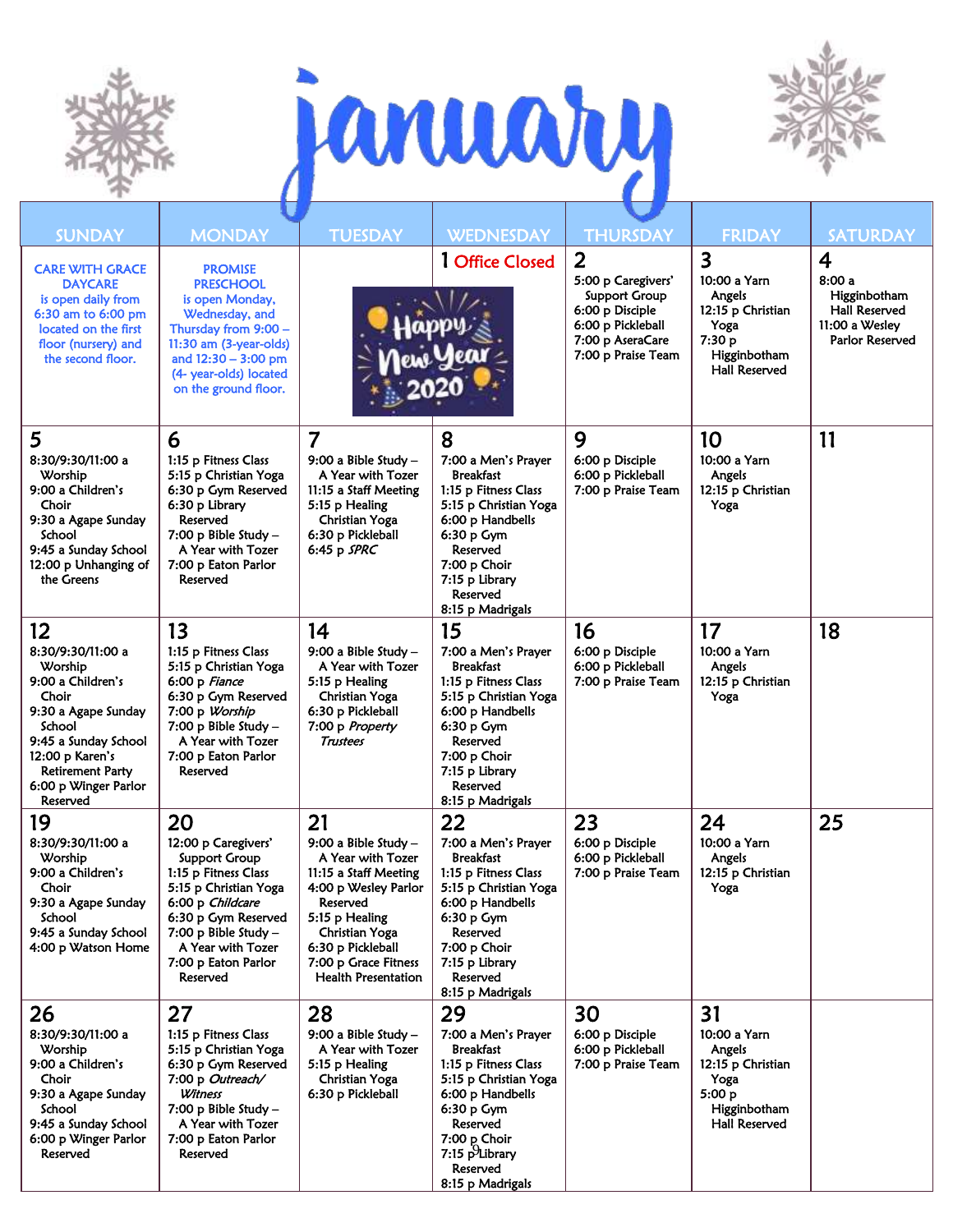# january

| SUNDAY | MONDAY | TUESDAY | WEDNESDAY | THURSDAY | FRIDAY | SATURDAY |
|---|---|---|---|---|---|---|
| CARE WITH GRACE DAYCARE is open daily from 6:30 am to 6:00 pm located on the first floor (nursery) and the second floor. | PROMISE PRESCHOOL is open Monday, Wednesday, and Thursday from 9:00 – 11:30 am (3-year-olds) and 12:30 – 3:00 pm (4- year-olds) located on the ground floor. | Happy New Year 2020 | **1** Office Closed | **2** 5:00 p Caregivers' Support Group 6:00 p Disciple 6:00 p Pickleball 7:00 p AseraCare 7:00 p Praise Team | **3** 10:00 a Yarn Angels 12:15 p Christian Yoga 7:30 p Higginbotham Hall Reserved | **4** 8:00 a Higginbotham Hall Reserved 11:00 a Wesley Parlor Reserved |
| **5** 8:30/9:30/11:00 a Worship 9:00 a Children's Choir 9:30 a Agape Sunday School 9:45 a Sunday School 12:00 p Unhanging of the Greens | **6** 1:15 p Fitness Class 5:15 p Christian Yoga 6:30 p Gym Reserved 6:30 p Library Reserved 7:00 p Bible Study – A Year with Tozer 7:00 p Eaton Parlor Reserved | **7** 9:00 a Bible Study – A Year with Tozer 11:15 a Staff Meeting 5:15 p Healing Christian Yoga 6:30 p Pickleball 6:45 p *SPRC* | **8** 7:00 a Men's Prayer Breakfast 1:15 p Fitness Class 5:15 p Christian Yoga 6:00 p Handbells 6:30 p Gym Reserved 7:00 p Choir 7:15 p Library Reserved 8:15 p Madrigals | **9** 6:00 p Disciple 6:00 p Pickleball 7:00 p Praise Team | **10** 10:00 a Yarn Angels 12:15 p Christian Yoga | **11** |
| **12** 8:30/9:30/11:00 a Worship 9:00 a Children's Choir 9:30 a Agape Sunday School 9:45 a Sunday School 12:00 p Karen's Retirement Party 6:00 p Winger Parlor Reserved | **13** 1:15 p Fitness Class 5:15 p Christian Yoga 6:00 p *Fiance* 6:30 p Gym Reserved 7:00 p *Worship* 7:00 p Bible Study – A Year with Tozer 7:00 p Eaton Parlor Reserved | **14** 9:00 a Bible Study – A Year with Tozer 5:15 p Healing Christian Yoga 6:30 p Pickleball 7:00 p *Property Trustees* | **15** 7:00 a Men's Prayer Breakfast 1:15 p Fitness Class 5:15 p Christian Yoga 6:00 p Handbells 6:30 p Gym Reserved 7:00 p Choir 7:15 p Library Reserved 8:15 p Madrigals | **16** 6:00 p Disciple 6:00 p Pickleball 7:00 p Praise Team | **17** 10:00 a Yarn Angels 12:15 p Christian Yoga | **18** |
| **19** 8:30/9:30/11:00 a Worship 9:00 a Children's Choir 9:30 a Agape Sunday School 9:45 a Sunday School 4:00 p Watson Home | **20** 12:00 p Caregivers' Support Group 1:15 p Fitness Class 5:15 p Christian Yoga 6:00 p *Childcare* 6:30 p Gym Reserved 7:00 p Bible Study – A Year with Tozer 7:00 p Eaton Parlor Reserved | **21** 9:00 a Bible Study – A Year with Tozer 11:15 a Staff Meeting 4:00 p Wesley Parlor Reserved 5:15 p Healing Christian Yoga 6:30 p Pickleball 7:00 p Grace Fitness Health Presentation | **22** 7:00 a Men's Prayer Breakfast 1:15 p Fitness Class 5:15 p Christian Yoga 6:00 p Handbells 6:30 p Gym Reserved 7:00 p Choir 7:15 p Library Reserved 8:15 p Madrigals | **23** 6:00 p Disciple 6:00 p Pickleball 7:00 p Praise Team | **24** 10:00 a Yarn Angels 12:15 p Christian Yoga | **25** |
| **26** 8:30/9:30/11:00 a Worship 9:00 a Children's Choir 9:30 a Agape Sunday School 9:45 a Sunday School 6:00 p Winger Parlor Reserved | **27** 1:15 p Fitness Class 5:15 p Christian Yoga 6:30 p Gym Reserved 7:00 p *Outreach/ Witness* 7:00 p Bible Study – A Year with Tozer 7:00 p Eaton Parlor Reserved | **28** 9:00 a Bible Study – A Year with Tozer 5:15 p Healing Christian Yoga 6:30 p Pickleball | **29** 7:00 a Men's Prayer Breakfast 1:15 p Fitness Class 5:15 p Christian Yoga 6:00 p Handbells 6:30 p Gym Reserved 7:00 p Choir 7:15 p Library Reserved 8:15 p Madrigals | **30** 6:00 p Disciple 6:00 p Pickleball 7:00 p Praise Team | **31** 10:00 a Yarn Angels 12:15 p Christian Yoga 5:00 p Higginbotham Hall Reserved | |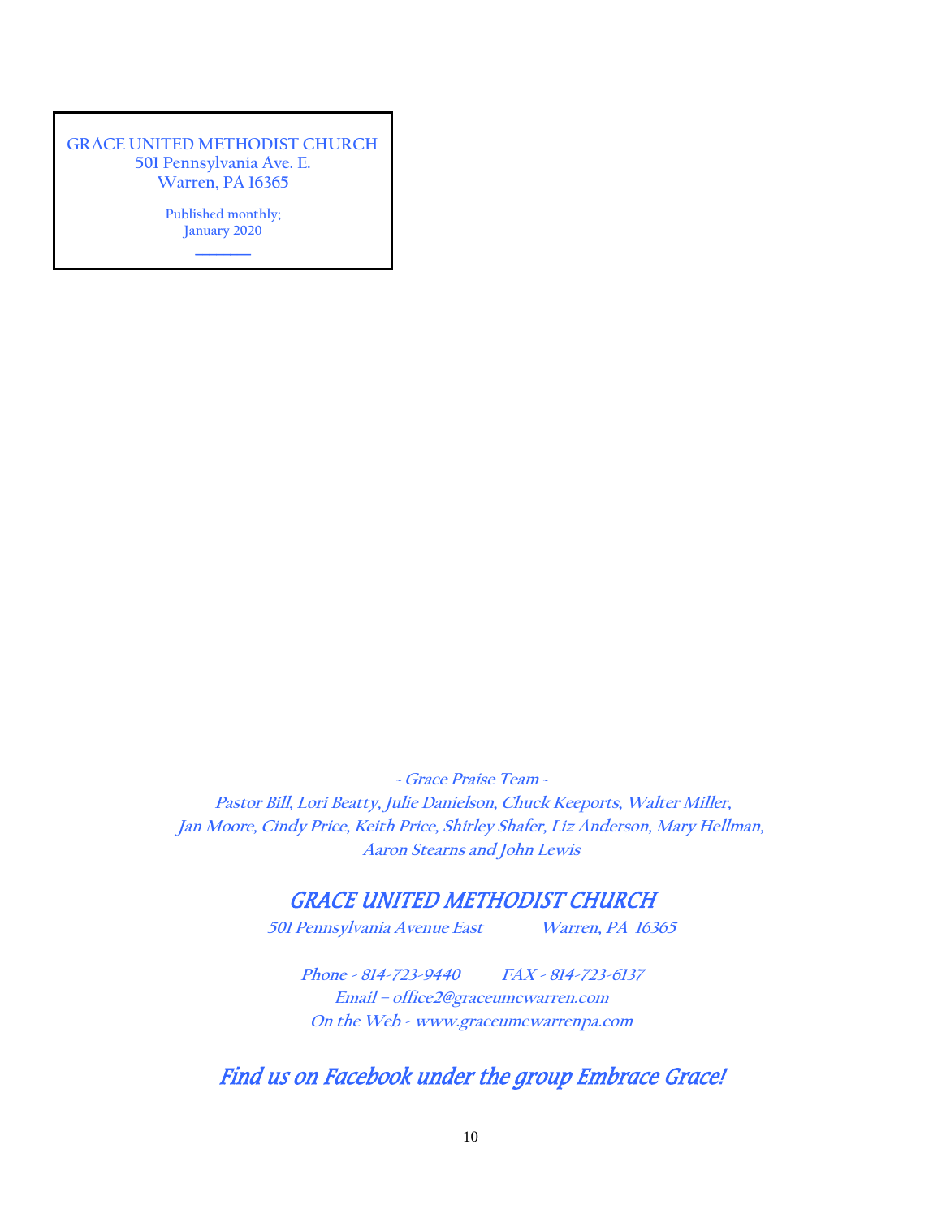GRACE UNITED METHODIST CHURCH
501 Pennsylvania Ave. E.
Warren, PA 16365

Published monthly;
January 2020

______

*~ Grace Praise Team ~*

*Pastor Bill, Lori Beatty, Julie Danielson, Chuck Keeports, Walter Miller, Jan Moore, Cindy Price, Keith Price, Shirley Shafer, Liz Anderson, Mary Hellman, Aaron Stearns and John Lewis*

## *GRACE UNITED METHODIST CHURCH*

*501 Pennsylvania Avenue East Warren, PA 16365*

*Phone - 814-723-9440 FAX - 814-723-6137*
*Email – office2@graceumcwarren.com*
*On the Web - www.graceumcwarrenpa.com*

## *Find us on Facebook under the group Embrace Grace!*